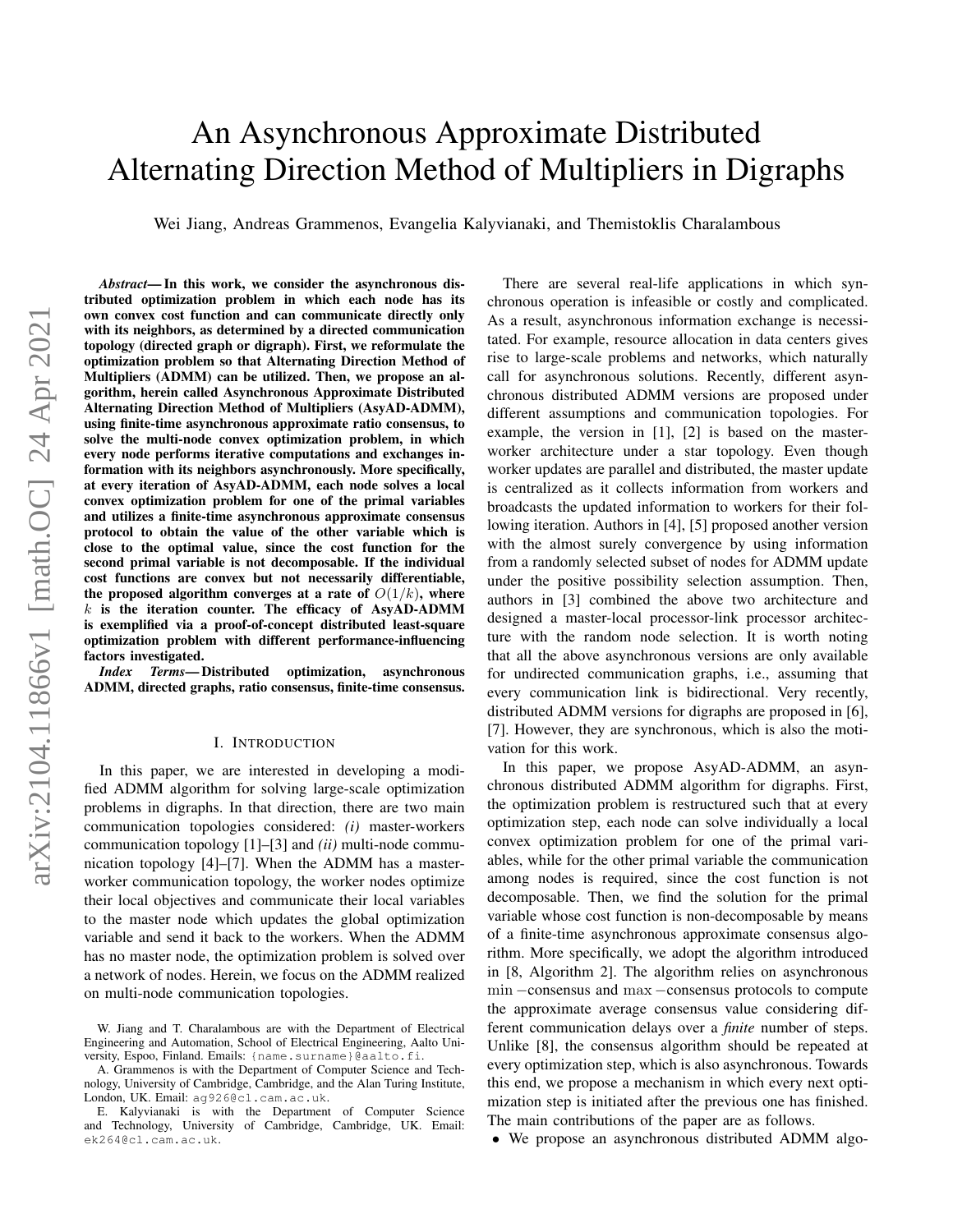# An Asynchronous Approximate Distributed Alternating Direction Method of Multipliers in Digraphs

Wei Jiang, Andreas Grammenos, Evangelia Kalyvianaki, and Themistoklis Charalambous

***Abstract*— In this work, we consider the asynchronous distributed optimization problem in which each node has its own convex cost function and can communicate directly only with its neighbors, as determined by a directed communication topology (directed graph or digraph). First, we reformulate the optimization problem so that Alternating Direction Method of Multipliers (ADMM) can be utilized. Then, we propose an algorithm, herein called Asynchronous Approximate Distributed Alternating Direction Method of Multipliers (AsyAD-ADMM), using finite-time asynchronous approximate ratio consensus, to solve the multi-node convex optimization problem, in which every node performs iterative computations and exchanges information with its neighbors asynchronously. More specifically, at every iteration of AsyAD-ADMM, each node solves a local convex optimization problem for one of the primal variables and utilizes a finite-time asynchronous approximate consensus protocol to obtain the value of the other variable which is close to the optimal value, since the cost function for the second primal variable is not decomposable. If the individual cost functions are convex but not necessarily differentiable, the proposed algorithm converges at a rate of $O(1/k)$, where $k$ is the iteration counter. The efficacy of AsyAD-ADMM is exemplified via a proof-of-concept distributed least-square optimization problem with different performance-influencing factors investigated.**

***Index Terms*— Distributed optimization, asynchronous ADMM, directed graphs, ratio consensus, finite-time consensus.**

## I. Introduction

In this paper, we are interested in developing a modified ADMM algorithm for solving large-scale optimization problems in digraphs. In that direction, there are two main communication topologies considered: *(i)* master-workers communication topology [1]–[3] and *(ii)* multi-node communication topology [4]–[7]. When the ADMM has a master-worker communication topology, the worker nodes optimize their local objectives and communicate their local variables to the master node which updates the global optimization variable and send it back to the workers. When the ADMM has no master node, the optimization problem is solved over a network of nodes. Herein, we focus on the ADMM realized on multi-node communication topologies.

There are several real-life applications in which synchronous operation is infeasible or costly and complicated. As a result, asynchronous information exchange is necessitated. For example, resource allocation in data centers gives rise to large-scale problems and networks, which naturally call for asynchronous solutions. Recently, different asynchronous distributed ADMM versions are proposed under different assumptions and communication topologies. For example, the version in [1], [2] is based on the master-worker architecture under a star topology. Even though worker updates are parallel and distributed, the master update is centralized as it collects information from workers and broadcasts the updated information to workers for their following iteration. Authors in [4], [5] proposed another version with the almost surely convergence by using information from a randomly selected subset of nodes for ADMM update under the positive possibility selection assumption. Then, authors in [3] combined the above two architecture and designed a master-local processor-link processor architecture with the random node selection. It is worth noting that all the above asynchronous versions are only available for undirected communication graphs, i.e., assuming that every communication link is bidirectional. Very recently, distributed ADMM versions for digraphs are proposed in [6], [7]. However, they are synchronous, which is also the motivation for this work.

In this paper, we propose AsyAD-ADMM, an asynchronous distributed ADMM algorithm for digraphs. First, the optimization problem is restructured such that at every optimization step, each node can solve individually a local convex optimization problem for one of the primal variables, while for the other primal variable the communication among nodes is required, since the cost function is not decomposable. Then, we find the solution for the primal variable whose cost function is non-decomposable by means of a finite-time asynchronous approximate consensus algorithm. More specifically, we adopt the algorithm introduced in [8, Algorithm 2]. The algorithm relies on asynchronous min−consensus and max−consensus protocols to compute the approximate average consensus value considering different communication delays over a *finite* number of steps. Unlike [8], the consensus algorithm should be repeated at every optimization step, which is also asynchronous. Towards this end, we propose a mechanism in which every next optimization step is initiated after the previous one has finished. The main contributions of the paper are as follows.

- We propose an asynchronous distributed ADMM algo-

W. Jiang and T. Charalambous are with the Department of Electrical Engineering and Automation, School of Electrical Engineering, Aalto University, Espoo, Finland. Emails: {name.surname}@aalto.fi.

A. Grammenos is with the Department of Computer Science and Technology, University of Cambridge, Cambridge, and the Alan Turing Institute, London, UK. Email: ag926@cl.cam.ac.uk.

E. Kalyvianaki is with the Department of Computer Science and Technology, University of Cambridge, Cambridge, UK. Email: ek264@cl.cam.ac.uk.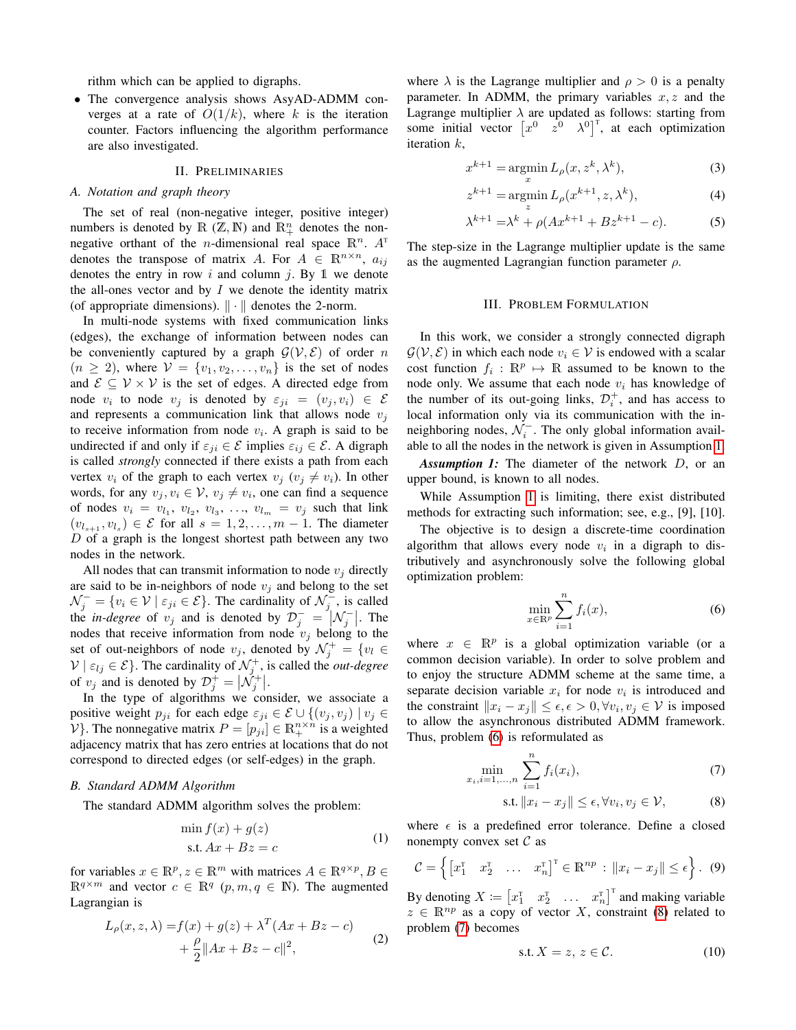rithm which can be applied to digraphs.

- The convergence analysis shows AsyAD-ADMM converges at a rate of $O(1/k)$, where $k$ is the iteration counter. Factors influencing the algorithm performance are also investigated.

## II. Preliminaries

### A. Notation and graph theory

The set of real (non-negative integer, positive integer) numbers is denoted by $\mathbb{R}$ ($\mathbb{Z}, \mathbb{N}$) and $\mathbb{R}^n_+$ denotes the non-negative orthant of the $n$-dimensional real space $\mathbb{R}^n$. $A^{\mathrm{T}}$ denotes the transpose of matrix $A$. For $A \in \mathbb{R}^{n\times n}$, $a_{ij}$ denotes the entry in row $i$ and column $j$. By $\mathbb{1}$ we denote the all-ones vector and by $I$ we denote the identity matrix (of appropriate dimensions). $\|\cdot\|$ denotes the 2-norm.

In multi-node systems with fixed communication links (edges), the exchange of information between nodes can be conveniently captured by a graph $\mathcal{G}(\mathcal{V}, \mathcal{E})$ of order $n$ ($n \geq 2$), where $\mathcal{V} = \{v_1, v_2, \ldots, v_n\}$ is the set of nodes and $\mathcal{E} \subseteq \mathcal{V} \times \mathcal{V}$ is the set of edges. A directed edge from node $v_i$ to node $v_j$ is denoted by $\varepsilon_{ji} = (v_j, v_i) \in \mathcal{E}$ and represents a communication link that allows node $v_j$ to receive information from node $v_i$. A graph is said to be undirected if and only if $\varepsilon_{ji} \in \mathcal{E}$ implies $\varepsilon_{ij} \in \mathcal{E}$. A digraph is called *strongly* connected if there exists a path from each vertex $v_i$ of the graph to each vertex $v_j$ ($v_j \neq v_i$). In other words, for any $v_j, v_i \in \mathcal{V}$, $v_j \neq v_i$, one can find a sequence of nodes $v_i = v_{l_1}, v_{l_2}, v_{l_3}, \ldots, v_{l_m} = v_j$ such that link $(v_{l_{s+1}}, v_{l_s}) \in \mathcal{E}$ for all $s = 1, 2, \ldots, m-1$. The diameter $D$ of a graph is the longest shortest path between any two nodes in the network.

All nodes that can transmit information to node $v_j$ directly are said to be in-neighbors of node $v_j$ and belong to the set $\mathcal{N}_j^- = \{v_i \in \mathcal{V} \mid \varepsilon_{ji} \in \mathcal{E}\}$. The cardinality of $\mathcal{N}_j^-$, is called the *in-degree* of $v_j$ and is denoted by $\mathcal{D}_j^- = |\mathcal{N}_j^-|$. The nodes that receive information from node $v_j$ belong to the set of out-neighbors of node $v_j$, denoted by $\mathcal{N}_j^+ = \{v_l \in \mathcal{V} \mid \varepsilon_{lj} \in \mathcal{E}\}$. The cardinality of $\mathcal{N}_j^+$, is called the *out-degree* of $v_j$ and is denoted by $\mathcal{D}_j^+ = |\mathcal{N}_j^+|$.

In the type of algorithms we consider, we associate a positive weight $p_{ji}$ for each edge $\varepsilon_{ji} \in \mathcal{E} \cup \{(v_j, v_j) \mid v_j \in \mathcal{V}\}$. The nonnegative matrix $P = [p_{ji}] \in \mathbb{R}_+^{n\times n}$ is a weighted adjacency matrix that has zero entries at locations that do not correspond to directed edges (or self-edges) in the graph.

### B. Standard ADMM Algorithm

The standard ADMM algorithm solves the problem:

$$\begin{aligned} &\min f(x) + g(z) \\ &\text{s.t. } Ax + Bz = c \end{aligned} \tag{1}$$

for variables $x \in \mathbb{R}^p, z \in \mathbb{R}^m$ with matrices $A \in \mathbb{R}^{q\times p}, B \in \mathbb{R}^{q\times m}$ and vector $c \in \mathbb{R}^q$ ($p, m, q \in \mathbb{N}$). The augmented Lagrangian is

$$\begin{aligned} L_\rho(x, z, \lambda) =& f(x) + g(z) + \lambda^T(Ax + Bz - c) \\ &+ \frac{\rho}{2}\|Ax + Bz - c\|^2, \end{aligned} \tag{2}$$

where $\lambda$ is the Lagrange multiplier and $\rho > 0$ is a penalty parameter. In ADMM, the primary variables $x, z$ and the Lagrange multiplier $\lambda$ are updated as follows: starting from some initial vector $\begin{bmatrix} x^0 & z^0 & \lambda^0 \end{bmatrix}^{\mathrm{T}}$, at each optimization iteration $k$,

$$x^{k+1} = \operatorname*{argmin}_x L_\rho(x, z^k, \lambda^k), \tag{3}$$

$$z^{k+1} = \operatorname*{argmin}_z L_\rho(x^{k+1}, z, \lambda^k), \tag{4}$$

$$\lambda^{k+1} = \lambda^k + \rho(Ax^{k+1} + Bz^{k+1} - c). \tag{5}$$

The step-size in the Lagrange multiplier update is the same as the augmented Lagrangian function parameter $\rho$.

## III. Problem Formulation

In this work, we consider a strongly connected digraph $\mathcal{G}(\mathcal{V}, \mathcal{E})$ in which each node $v_i \in \mathcal{V}$ is endowed with a scalar cost function $f_i : \mathbb{R}^p \mapsto \mathbb{R}$ assumed to be known to the node only. We assume that each node $v_i$ has knowledge of the number of its out-going links, $\mathcal{D}_i^+$, and has access to local information only via its communication with the in-neighboring nodes, $\mathcal{N}_i^-$. The only global information available to all the nodes in the network is given in Assumption 1.

***Assumption 1:*** The diameter of the network $D$, or an upper bound, is known to all nodes.

While Assumption 1 is limiting, there exist distributed methods for extracting such information; see, e.g., [9], [10].

The objective is to design a discrete-time coordination algorithm that allows every node $v_i$ in a digraph to distributively and asynchronously solve the following global optimization problem:

$$\min_{x\in\mathbb{R}^p} \sum_{i=1}^{n} f_i(x), \tag{6}$$

where $x \in \mathbb{R}^p$ is a global optimization variable (or a common decision variable). In order to solve problem and to enjoy the structure ADMM scheme at the same time, a separate decision variable $x_i$ for node $v_i$ is introduced and the constraint $\|x_i - x_j\| \leq \epsilon, \epsilon > 0, \forall v_i, v_j \in \mathcal{V}$ is imposed to allow the asynchronous distributed ADMM framework. Thus, problem (6) is reformulated as

$$\min_{x_i, i=1,\ldots,n} \sum_{i=1}^{n} f_i(x_i), \tag{7}$$

$$\text{s.t. } \|x_i - x_j\| \leq \epsilon, \forall v_i, v_j \in \mathcal{V}, \tag{8}$$

where $\epsilon$ is a predefined error tolerance. Define a closed nonempty convex set $\mathcal{C}$ as

$$\mathcal{C} = \left\{ \begin{bmatrix} x_1^{\mathrm{T}} & x_2^{\mathrm{T}} & \ldots & x_n^{\mathrm{T}} \end{bmatrix}^{\mathrm{T}} \in \mathbb{R}^{np} : \|x_i - x_j\| \leq \epsilon \right\}. \tag{9}$$

By denoting $X := \begin{bmatrix} x_1^{\mathrm{T}} & x_2^{\mathrm{T}} & \ldots & x_n^{\mathrm{T}} \end{bmatrix}^{\mathrm{T}}$ and making variable $z \in \mathbb{R}^{np}$ as a copy of vector $X$, constraint (8) related to problem (7) becomes

$$\text{s.t. } X = z, \; z \in \mathcal{C}. \tag{10}$$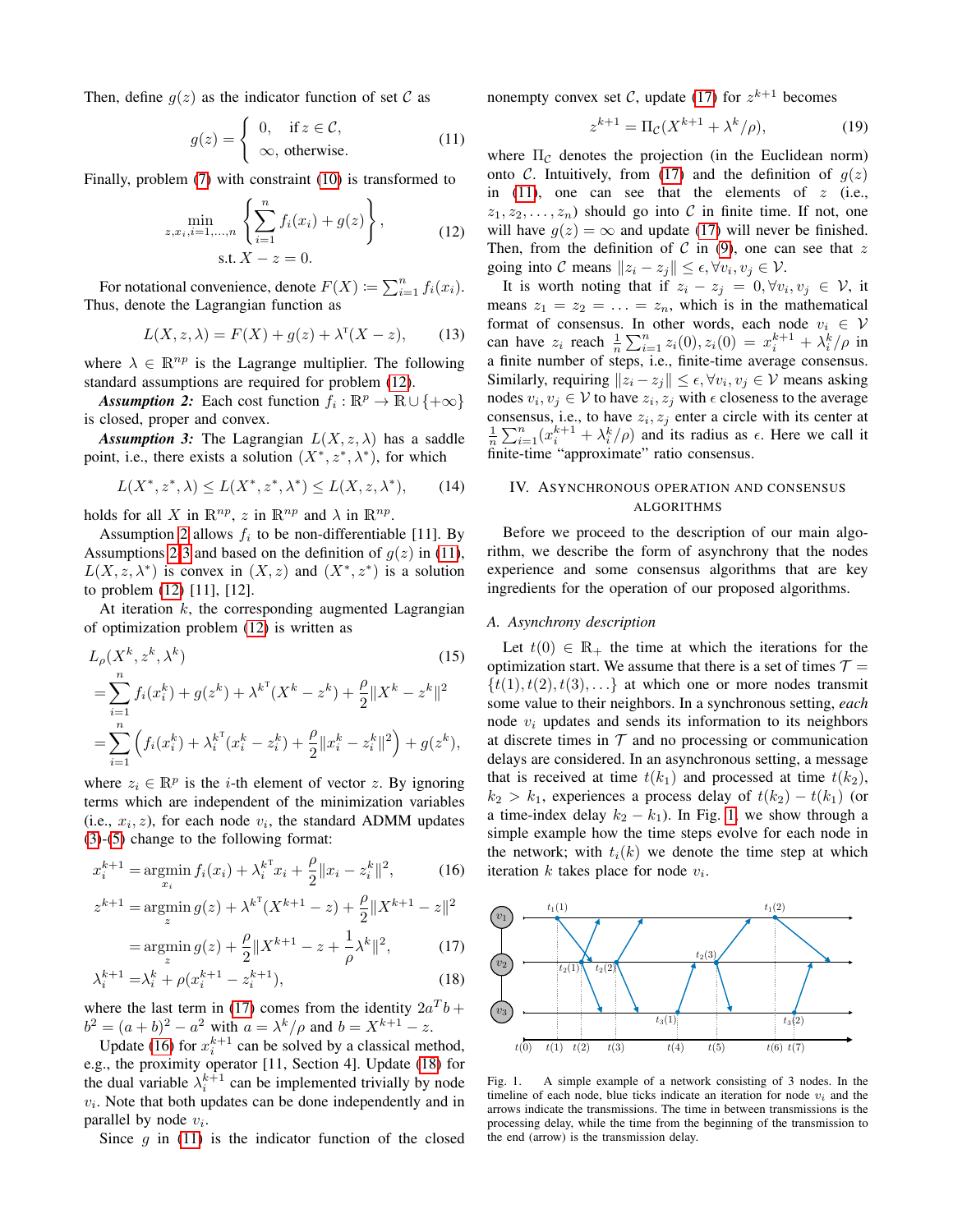Then, define $g(z)$ as the indicator function of set $\mathcal{C}$ as

$$g(z) = \begin{cases} 0, & \text{if } z \in \mathcal{C}, \\ \infty, & \text{otherwise.} \end{cases} \tag{11}$$

Finally, problem (7) with constraint (10) is transformed to

$$\min_{z, x_i, i=1,\ldots,n} \left\{ \sum_{i=1}^{n} f_i(x_i) + g(z) \right\}, \tag{12}$$
$$\text{s.t. } X - z = 0.$$

For notational convenience, denote $F(X) := \sum_{i=1}^{n} f_i(x_i)$. Thus, denote the Lagrangian function as

$$L(X, z, \lambda) = F(X) + g(z) + \lambda^{\mathrm{T}}(X - z), \tag{13}$$

where $\lambda \in \mathbb{R}^{np}$ is the Lagrange multiplier. The following standard assumptions are required for problem (12).

***Assumption 2:*** Each cost function $f_i : \mathbb{R}^p \to \mathbb{R} \cup \{+\infty\}$ is closed, proper and convex.

***Assumption 3:*** The Lagrangian $L(X, z, \lambda)$ has a saddle point, i.e., there exists a solution $(X^*, z^*, \lambda^*)$, for which

$$L(X^*, z^*, \lambda) \le L(X^*, z^*, \lambda^*) \le L(X, z, \lambda^*), \tag{14}$$

holds for all $X$ in $\mathbb{R}^{np}$, $z$ in $\mathbb{R}^{np}$ and $\lambda$ in $\mathbb{R}^{np}$.

Assumption 2 allows $f_i$ to be non-differentiable [11]. By Assumptions 2-3 and based on the definition of $g(z)$ in (11), $L(X, z, \lambda^*)$ is convex in $(X, z)$ and $(X^*, z^*)$ is a solution to problem (12) [11], [12].

At iteration $k$, the corresponding augmented Lagrangian of optimization problem (12) is written as

$$\begin{aligned} &L_\rho(X^k, z^k, \lambda^k) \qquad\qquad (15) \\ &= \sum_{i=1}^{n} f_i(x_i^k) + g(z^k) + {\lambda^k}^{\mathrm{T}}(X^k - z^k) + \frac{\rho}{2}\|X^k - z^k\|^2 \\ &= \sum_{i=1}^{n} \left( f_i(x_i^k) + {\lambda_i^k}^{\mathrm{T}}(x_i^k - z_i^k) + \frac{\rho}{2}\|x_i^k - z_i^k\|^2 \right) + g(z^k), \end{aligned}$$

where $z_i \in \mathbb{R}^p$ is the $i$-th element of vector $z$. By ignoring terms which are independent of the minimization variables (i.e., $x_i, z$), for each node $v_i$, the standard ADMM updates (3)-(5) change to the following format:

$$x_i^{k+1} = \operatorname*{argmin}_{x_i} f_i(x_i) + {\lambda_i^k}^{\mathrm{T}} x_i + \frac{\rho}{2}\|x_i - z_i^k\|^2, \tag{16}$$

$$\begin{aligned} z^{k+1} &= \operatorname*{argmin}_{z} g(z) + {\lambda^k}^{\mathrm{T}}(X^{k+1} - z) + \frac{\rho}{2}\|X^{k+1} - z\|^2 \\ &= \operatorname*{argmin}_{z} g(z) + \frac{\rho}{2}\|X^{k+1} - z + \frac{1}{\rho}\lambda^k\|^2, \end{aligned} \tag{17}$$

$$\lambda_i^{k+1} = \lambda_i^k + \rho(x_i^{k+1} - z_i^{k+1}), \tag{18}$$

where the last term in (17) comes from the identity $2a^T b + b^2 = (a+b)^2 - a^2$ with $a = \lambda^k/\rho$ and $b = X^{k+1} - z$.

Update (16) for $x_i^{k+1}$ can be solved by a classical method, e.g., the proximity operator [11, Section 4]. Update (18) for the dual variable $\lambda_i^{k+1}$ can be implemented trivially by node $v_i$. Note that both updates can be done independently and in parallel by node $v_i$.

Since $g$ in (11) is the indicator function of the closed nonempty convex set $\mathcal{C}$, update (17) for $z^{k+1}$ becomes

$$z^{k+1} = \Pi_{\mathcal{C}}(X^{k+1} + \lambda^k/\rho), \tag{19}$$

where $\Pi_{\mathcal{C}}$ denotes the projection (in the Euclidean norm) onto $\mathcal{C}$. Intuitively, from (17) and the definition of $g(z)$ in (11), one can see that the elements of $z$ (i.e., $z_1, z_2, \ldots, z_n$) should go into $\mathcal{C}$ in finite time. If not, one will have $g(z) = \infty$ and update (17) will never be finished. Then, from the definition of $\mathcal{C}$ in (9), one can see that $z$ going into $\mathcal{C}$ means $\|z_i - z_j\| \le \epsilon, \forall v_i, v_j \in \mathcal{V}$.

It is worth noting that if $z_i - z_j = 0, \forall v_i, v_j \in \mathcal{V}$, it means $z_1 = z_2 = \ldots = z_n$, which is in the mathematical format of consensus. In other words, each node $v_i \in \mathcal{V}$ can have $z_i$ reach $\frac{1}{n}\sum_{i=1}^{n} z_i(0), z_i(0) = x_i^{k+1} + \lambda_i^k/\rho$ in a finite number of steps, i.e., finite-time average consensus. Similarly, requiring $\|z_i - z_j\| \le \epsilon, \forall v_i, v_j \in \mathcal{V}$ means asking nodes $v_i, v_j \in \mathcal{V}$ to have $z_i, z_j$ with $\epsilon$ closeness to the average consensus, i.e., to have $z_i, z_j$ enter a circle with its center at $\frac{1}{n}\sum_{i=1}^{n}(x_i^{k+1} + \lambda_i^k/\rho)$ and its radius as $\epsilon$. Here we call it finite-time "approximate" ratio consensus.

## IV. Asynchronous operation and consensus algorithms

Before we proceed to the description of our main algorithm, we describe the form of asynchrony that the nodes experience and some consensus algorithms that are key ingredients for the operation of our proposed algorithms.

### A. Asynchrony description

Let $t(0) \in \mathbb{R}_+$ the time at which the iterations for the optimization start. We assume that there is a set of times $\mathcal{T} = \{t(1), t(2), t(3), \ldots\}$ at which one or more nodes transmit some value to their neighbors. In a synchronous setting, *each* node $v_i$ updates and sends its information to its neighbors at discrete times in $\mathcal{T}$ and no processing or communication delays are considered. In an asynchronous setting, a message that is received at time $t(k_1)$ and processed at time $t(k_2)$, $k_2 > k_1$, experiences a process delay of $t(k_2) - t(k_1)$ (or a time-index delay $k_2 - k_1$). In Fig. 1, we show through a simple example how the time steps evolve for each node in the network; with $t_i(k)$ we denote the time step at which iteration $k$ takes place for node $v_i$.

Fig. 1. A simple example of a network consisting of 3 nodes. In the timeline of each node, blue ticks indicate an iteration for node $v_i$ and the arrows indicate the transmissions. The time in between transmissions is the processing delay, while the time from the beginning of the transmission to the end (arrow) is the transmission delay.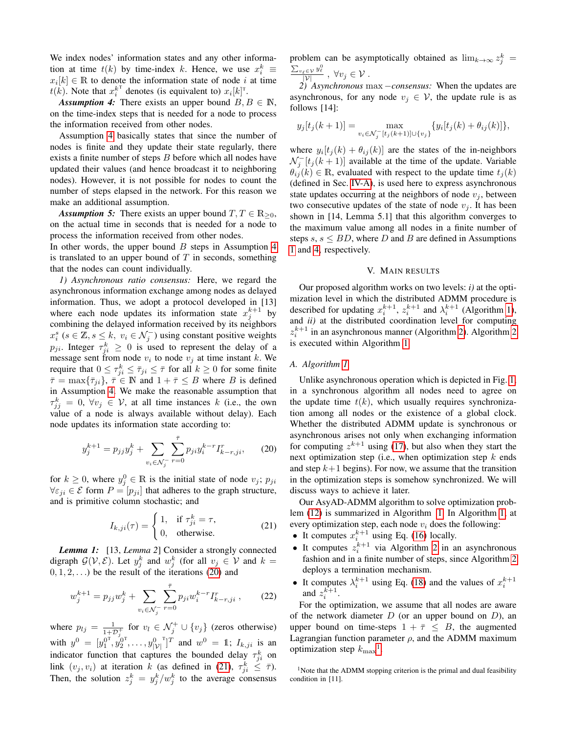We index nodes' information states and any other information at time $t(k)$ by time-index $k$. Hence, we use $x_i^k \equiv x_i[k] \in \mathbb{R}$ to denote the information state of node $i$ at time $t(k)$. Note that $x_i^{k^{\mathrm{T}}}$ denotes (is equivalent to) $x_i[k]^{\mathrm{T}}$.

***Assumption 4:*** There exists an upper bound $B, B \in \mathbb{N}$, on the time-index steps that is needed for a node to process the information received from other nodes.

Assumption 4 basically states that since the number of nodes is finite and they update their state regularly, there exists a finite number of steps $B$ before which all nodes have updated their values (and hence broadcast it to neighboring nodes). However, it is not possible for nodes to count the number of steps elapsed in the network. For this reason we make an additional assumption.

***Assumption 5:*** There exists an upper bound $T, T \in \mathbb{R}_{\geq 0}$, on the actual time in seconds that is needed for a node to process the information received from other nodes.

In other words, the upper bound $B$ steps in Assumption 4 is translated to an upper bound of $T$ in seconds, something that the nodes can count individually.

*1) Asynchronous ratio consensus:* Here, we regard the asynchronous information exchange among nodes as delayed information. Thus, we adopt a protocol developed in [13] where each node updates its information state $x_j^{k+1}$ by combining the delayed information received by its neighbors $x_i^s$ ($s \in \mathbb{Z}, s \leq k$, $v_i \in \mathcal{N}_j^-$) using constant positive weights $p_{ji}$. Integer $\tau_{ji}^k \geq 0$ is used to represent the delay of a message sent from node $v_i$ to node $v_j$ at time instant $k$. We require that $0 \leq \tau_{ji}^k \leq \bar{\tau}_{ji} \leq \bar{\tau}$ for all $k \geq 0$ for some finite $\bar{\tau} = \max\{\bar{\tau}_{ji}\}$, $\bar{\tau} \in \mathbb{N}$ and $1 + \bar{\tau} \leq B$ where $B$ is defined in Assumption 4. We make the reasonable assumption that $\tau_{jj}^k = 0$, $\forall v_j \in \mathcal{V}$, at all time instances $k$ (i.e., the own value of a node is always available without delay). Each node updates its information state according to:

$$y_j^{k+1} = p_{jj} y_j^k + \sum_{v_i \in \mathcal{N}_j^-} \sum_{r=0}^{\bar{\tau}} p_{ji} y_i^{k-r} I_{k-r,ji}^r, \tag{20}$$

for $k \geq 0$, where $y_j^0 \in \mathbb{R}$ is the initial state of node $v_j$; $p_{ji}$ $\forall \varepsilon_{ji} \in \mathcal{E}$ form $P = [p_{ji}]$ that adheres to the graph structure, and is primitive column stochastic; and

$$I_{k,ji}(\tau) = \begin{cases} 1, & \text{if } \tau_{ji}^k = \tau, \\ 0, & \text{otherwise.} \end{cases} \tag{21}$$

***Lemma 1:*** [13, *Lemma 2*] Consider a strongly connected digraph $\mathcal{G}(\mathcal{V}, \mathcal{E})$. Let $y_j^k$ and $w_j^k$ (for all $v_j \in \mathcal{V}$ and $k = 0, 1, 2, \ldots$) be the result of the iterations (20) and

$$w_j^{k+1} = p_{jj} w_j^k + \sum_{v_i \in \mathcal{N}_j^-} \sum_{r=0}^{\bar{\tau}} p_{ji} w_i^{k-r} I_{k-r,ji}^r \;, \tag{22}$$

where $p_{lj} = \frac{1}{1+\mathcal{D}_j^+}$ for $v_l \in \mathcal{N}_j^+ \cup \{v_j\}$ (zeros otherwise) with $y^0 = [y_1^{0^{\mathrm{T}}}, y_2^{0^{\mathrm{T}}}, \ldots, y_{|\mathcal{V}|}^{0^{\mathrm{T}}}]^T$ and $w^0 = \mathbb{1}$; $I_{k,ji}$ is an indicator function that captures the bounded delay $\tau_{ji}^k$ on link $(v_j, v_i)$ at iteration $k$ (as defined in (21), $\tau_{ji}^k \leq \bar{\tau}$). Then, the solution $z_j^k = y_j^k / w_j^k$ to the average consensus problem can be asymptotically obtained as $\lim_{k\to\infty} z_j^k = \frac{\sum_{v_\ell \in \mathcal{V}} y_\ell^0}{|\mathcal{V}|}$, $\forall v_j \in \mathcal{V}$.

*2) Asynchronous* max *−consensus:* When the updates are asynchronous, for any node $v_j \in \mathcal{V}$, the update rule is as follows [14]:

$$y_j[t_j(k+1)] = \max_{v_i \in \mathcal{N}_j^-[t_j(k+1)] \cup \{v_j\}} \{y_i[t_j(k) + \theta_{ij}(k)]\},$$

where $y_i[t_j(k) + \theta_{ij}(k)]$ are the states of the in-neighbors $\mathcal{N}_j^-[t_j(k+1)]$ available at the time of the update. Variable $\theta_{ij}(k) \in \mathbb{R}$, evaluated with respect to the update time $t_j(k)$ (defined in Sec. IV-A), is used here to express asynchronous state updates occurring at the neighbors of node $v_j$, between two consecutive updates of the state of node $v_j$. It has been shown in [14, Lemma 5.1] that this algorithm converges to the maximum value among all nodes in a finite number of steps $s$, $s \leq BD$, where $D$ and $B$ are defined in Assumptions 1 and 4, respectively.

## V. Main Results

Our proposed algorithm works on two levels: *i)* at the optimization level in which the distributed ADMM procedure is described for updating $x_i^{k+1}$, $z_i^{k+1}$ and $\lambda_i^{k+1}$ (Algorithm 1), and *ii)* at the distributed coordination level for computing $z_i^{k+1}$ in an asynchronous manner (Algorithm 2). Algorithm 2 is executed within Algorithm 1.

### A. Algorithm 1

Unlike asynchronous operation which is depicted in Fig. 1, in a synchronous algorithm all nodes need to agree on the update time $t(k)$, which usually requires synchronization among all nodes or the existence of a global clock. Whether the distributed ADMM update is synchronous or asynchronous arises not only when exchanging information for computing $z^{k+1}$ using (17), but also when they start the next optimization step (i.e., when optimization step $k$ ends and step $k+1$ begins). For now, we assume that the transition in the optimization steps is somehow synchronized. We will discuss ways to achieve it later.

Our AsyAD-ADMM algorithm to solve optimization problem (12) is summarized in Algorithm 1. In Algorithm 1, at every optimization step, each node $v_i$ does the following:

- It computes $x_i^{k+1}$ using Eq. (16) locally.
- It computes $z_i^{k+1}$ via Algorithm 2 in an asynchronous fashion and in a finite number of steps, since Algorithm 2 deploys a termination mechanism.
- It computes $\lambda_i^{k+1}$ using Eq. (18) and the values of $x_i^{k+1}$ and $z_i^{k+1}$.

For the optimization, we assume that all nodes are aware of the network diameter $D$ (or an upper bound on $D$), an upper bound on time-steps $1 + \bar{\tau} \leq B$, the augmented Lagrangian function parameter $\rho$, and the ADMM maximum optimization step $k_{\max}$[1].

[1]Note that the ADMM stopping criterion is the primal and dual feasibility condition in [11].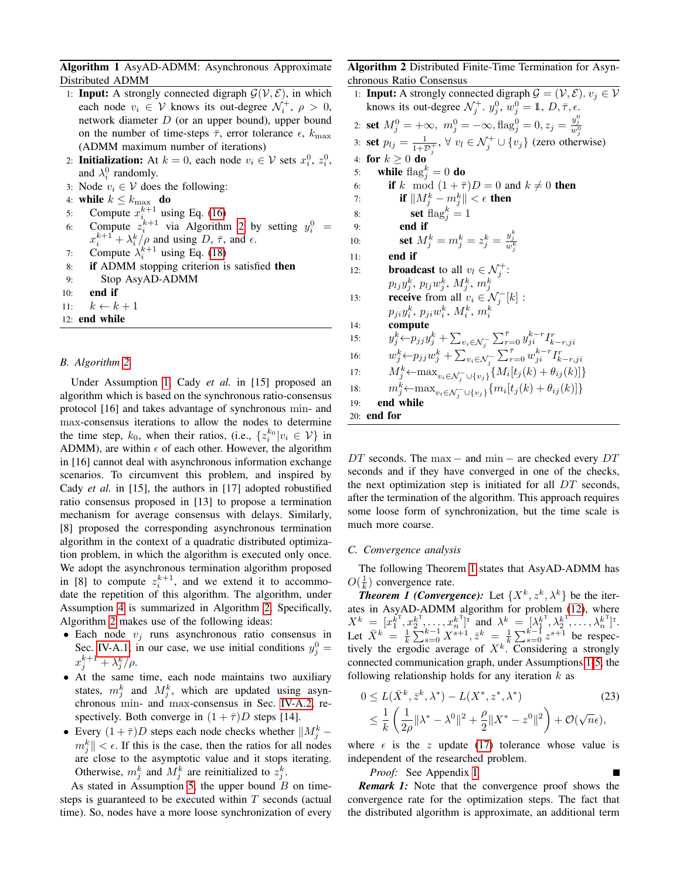**Algorithm 1** AsyAD-ADMM: Asynchronous Approximate Distributed ADMM

1: **Input:** A strongly connected digraph $\mathcal{G}(\mathcal{V}, \mathcal{E})$, in which each node $v_i \in \mathcal{V}$ knows its out-degree $\mathcal{N}_i^+$, $\rho > 0$, network diameter $D$ (or an upper bound), upper bound on the number of time-steps $\bar{\tau}$, error tolerance $\epsilon$, $k_{\max}$ (ADMM maximum number of iterations)
2: **Initialization:** At $k = 0$, each node $v_i \in \mathcal{V}$ sets $x_i^0$, $z_i^0$, and $\lambda_i^0$ randomly.
3: Node $v_i \in \mathcal{V}$ does the following:
4: **while** $k \leq k_{\max}$ **do**
5: Compute $x_i^{k+1}$ using Eq. (16)
6: Compute $z_i^{k+1}$ via Algorithm 2 by setting $y_i^0 = x_i^{k+1} + \lambda_i^k/\rho$ and using $D$, $\bar{\tau}$, and $\epsilon$.
7: Compute $\lambda_i^{k+1}$ using Eq. (18)
8: **if** ADMM stopping criterion is satisfied **then**
9: Stop AsyAD-ADMM
10: **end if**
11: $k \leftarrow k + 1$
12: **end while**

### B. Algorithm 2

Under Assumption 1, Cady *et al.* in [15] proposed an algorithm which is based on the synchronous ratio-consensus protocol [16] and takes advantage of synchronous min- and max-consensus iterations to allow the nodes to determine the time step, $k_0$, when their ratios, (i.e., $\{z_i^{k_0} | v_i \in \mathcal{V}\}$ in ADMM), are within $\epsilon$ of each other. However, the algorithm in [16] cannot deal with asynchronous information exchange scenarios. To circumvent this problem, and inspired by Cady *et al.* in [15], the authors in [17] adopted robustified ratio consensus proposed in [13] to propose a termination mechanism for average consensus with delays. Similarly, [8] proposed the corresponding asynchronous termination algorithm in the context of a quadratic distributed optimization problem, in which the algorithm is executed only once. We adopt the asynchronous termination algorithm proposed in [8] to compute $z_i^{k+1}$, and we extend it to accommodate the repetition of this algorithm. The algorithm, under Assumption 4 is summarized in Algorithm 2. Specifically, Algorithm 2 makes use of the following ideas:

- Each node $v_j$ runs asynchronous ratio consensus in Sec. IV-A.1, in our case, we use initial conditions $y_j^0 = x_j^{k+1} + \lambda_j^k/\rho$.
- At the same time, each node maintains two auxiliary states, $m_j^k$ and $M_j^k$, which are updated using asynchronous min- and max-consensus in Sec. IV-A.2, respectively. Both converge in $(1+\bar{\tau})D$ steps [14].
- Every $(1+\bar{\tau})D$ steps each node checks whether $\|M_j^k - m_j^k\| < \epsilon$. If this is the case, then the ratios for all nodes are close to the asymptotic value and it stops iterating. Otherwise, $m_j^k$ and $M_j^k$ are reinitialized to $z_j^k$.

As stated in Assumption 5, the upper bound $B$ on time-steps is guaranteed to be executed within $T$ seconds (actual time). So, nodes have a more loose synchronization of every

**Algorithm 2** Distributed Finite-Time Termination for Asynchronous Ratio Consensus

1: **Input:** A strongly connected digraph $\mathcal{G} = (\mathcal{V}, \mathcal{E})$. $v_j \in \mathcal{V}$ knows its out-degree $\mathcal{N}_j^+$. $y_j^0$, $w_j^0 = \mathbb{1}$, $D, \bar{\tau}, \epsilon$.
2: **set** $M_j^0 = +\infty$, $m_j^0 = -\infty$, $\text{flag}_j^0 = 0$, $z_j = \frac{y_j^0}{w_j^0}$
3: **set** $p_{lj} = \frac{1}{1+\mathcal{D}_j^+}$, $\forall\ v_l \in \mathcal{N}_j^+ \cup \{v_j\}$ (zero otherwise)
4: **for** $k \geq 0$ **do**
5: **while** $\text{flag}_j^k = 0$ **do**
6: **if** $k \mod (1+\bar{\tau})D = 0$ and $k \neq 0$ **then**
7: **if** $\|M_j^k - m_j^k\| < \epsilon$ **then**
8: **set** $\text{flag}_j^k = 1$
9: **end if**
10: **set** $M_j^k = m_j^k = z_j^k = \frac{y_j^k}{w_j^k}$
11: **end if**
12: **broadcast** to all $v_l \in \mathcal{N}_j^+$: $p_{lj} y_j^k$, $p_{lj} w_j^k$, $M_j^k$, $m_j^k$
13: **receive** from all $v_i \in \mathcal{N}_j^-[k]$ : $p_{ji} y_i^k$, $p_{ji} w_i^k$, $M_i^k$, $m_i^k$
14: **compute**
15: $y_j^k \leftarrow p_{jj} y_j^k + \sum_{v_i \in \mathcal{N}_j^-} \sum_{r=0}^{\bar{\tau}} y_{ji}^{k-r} I_{k-r,ji}^r$
16: $w_j^k \leftarrow p_{jj} w_j^k + \sum_{v_i \in \mathcal{N}_j^-} \sum_{r=0}^{\bar{\tau}} w_{ji}^{k-r} I_{k-r,ji}^r$
17: $M_j^k \leftarrow \max_{v_i \in \mathcal{N}_j^- \cup \{v_j\}} \{M_i[t_j(k) + \theta_{ij}(k)]\}$
18: $m_j^k \leftarrow \max_{v_i \in \mathcal{N}_j^- \cup \{v_j\}} \{m_i[t_j(k) + \theta_{ij}(k)]\}$
19: **end while**
20: **end for**

$DT$ seconds. The max $-$ and min $-$ are checked every $DT$ seconds and if they have converged in one of the checks, the next optimization step is initiated for all $DT$ seconds, after the termination of the algorithm. This approach requires some loose form of synchronization, but the time scale is much more coarse.

### C. Convergence analysis

The following Theorem 1 states that AsyAD-ADMM has $O(\frac{1}{k})$ convergence rate.

***Theorem 1 (Convergence):*** Let $\{X^k, z^k, \lambda^k\}$ be the iterates in AsyAD-ADMM algorithm for problem (12), where $X^k = [x_1^{k^\mathrm{T}}, x_2^{k^\mathrm{T}}, \ldots, x_n^{k^\mathrm{T}}]^\mathrm{T}$ and $\lambda^k = [\lambda_1^{k^\mathrm{T}}, \lambda_2^{k^\mathrm{T}}, \ldots, \lambda_n^{k^\mathrm{T}}]^\mathrm{T}$. Let $\bar{X}^k = \frac{1}{k}\sum_{s=0}^{k-1} X^{s+1}$, $\bar{z}^k = \frac{1}{k}\sum_{s=0}^{k-1} z^{s+1}$ be respectively the ergodic average of $X^k$. Considering a strongly connected communication graph, under Assumptions 1-5, the following relationship holds for any iteration $k$ as

$$
\begin{aligned}
0 &\leq L(\bar{X}^k, \bar{z}^k, \lambda^*) - L(X^*, z^*, \lambda^*) \\
&\leq \frac{1}{k}\left(\frac{1}{2\rho}\|\lambda^* - \lambda^0\|^2 + \frac{\rho}{2}\|X^* - z^0\|^2\right) + \mathcal{O}(\sqrt{n}\epsilon),
\end{aligned} \tag{23}
$$

where $\epsilon$ is the $z$ update (17) tolerance whose value is independent of the researched problem.

*Proof:* See Appendix I ∎

***Remark 1:*** Note that the convergence proof shows the convergence rate for the optimization steps. The fact that the distributed algorithm is approximate, an additional term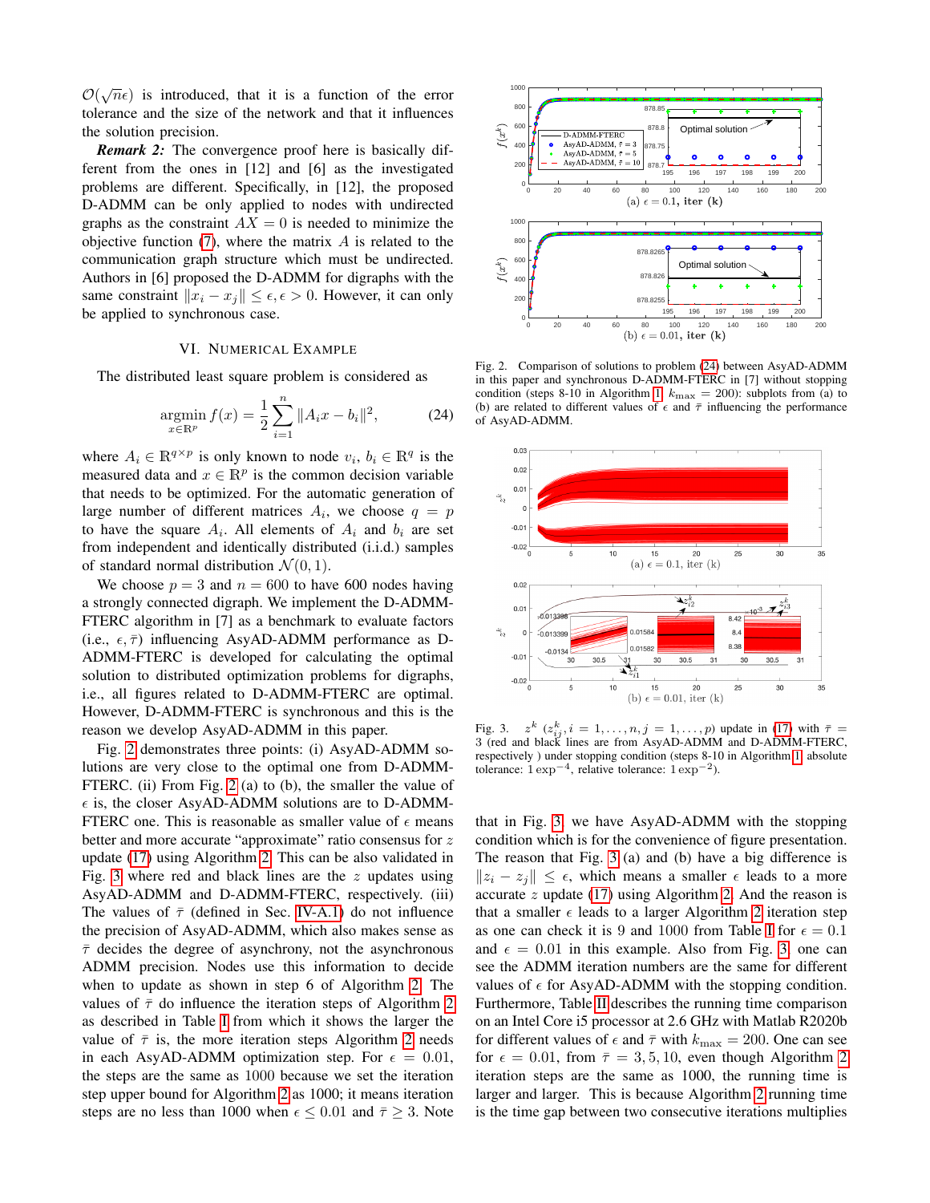$\mathcal{O}(\sqrt{n}\epsilon)$ is introduced, that it is a function of the error tolerance and the size of the network and that it influences the solution precision.

***Remark 2:*** The convergence proof here is basically different from the ones in [12] and [6] as the investigated problems are different. Specifically, in [12], the proposed D-ADMM can be only applied to nodes with undirected graphs as the constraint $AX = 0$ is needed to minimize the objective function (7), where the matrix $A$ is related to the communication graph structure which must be undirected. Authors in [6] proposed the D-ADMM for digraphs with the same constraint $\|x_i - x_j\| \leq \epsilon, \epsilon > 0$. However, it can only be applied to synchronous case.

## VI. Numerical Example

The distributed least square problem is considered as

$$\underset{x \in \mathbb{R}^p}{\operatorname{argmin}}\, f(x) = \frac{1}{2}\sum_{i=1}^{n} \|A_i x - b_i\|^2, \tag{24}$$

where $A_i \in \mathbb{R}^{q \times p}$ is only known to node $v_i$, $b_i \in \mathbb{R}^q$ is the measured data and $x \in \mathbb{R}^p$ is the common decision variable that needs to be optimized. For the automatic generation of large number of different matrices $A_i$, we choose $q = p$ to have the square $A_i$. All elements of $A_i$ and $b_i$ are set from independent and identically distributed (i.i.d.) samples of standard normal distribution $\mathcal{N}(0, 1)$.

We choose $p = 3$ and $n = 600$ to have 600 nodes having a strongly connected digraph. We implement the D-ADMM-FTERC algorithm in [7] as a benchmark to evaluate factors (i.e., $\epsilon, \bar{\tau}$) influencing AsyAD-ADMM performance as D-ADMM-FTERC is developed for calculating the optimal solution to distributed optimization problems for digraphs, i.e., all figures related to D-ADMM-FTERC are optimal. However, D-ADMM-FTERC is synchronous and this is the reason we develop AsyAD-ADMM in this paper.

Fig. 2 demonstrates three points: (i) AsyAD-ADMM solutions are very close to the optimal one from D-ADMM-FTERC. (ii) From Fig. 2 (a) to (b), the smaller the value of $\epsilon$ is, the closer AsyAD-ADMM solutions are to D-ADMM-FTERC one. This is reasonable as smaller value of $\epsilon$ means better and more accurate "approximate" ratio consensus for $z$ update (17) using Algorithm 2. This can be also validated in Fig. 3 where red and black lines are the $z$ updates using AsyAD-ADMM and D-ADMM-FTERC, respectively. (iii) The values of $\bar{\tau}$ (defined in Sec. IV-A.1) do not influence the precision of AsyAD-ADMM, which also makes sense as $\bar{\tau}$ decides the degree of asynchrony, not the asynchronous ADMM precision. Nodes use this information to decide when to update as shown in step 6 of Algorithm 2. The values of $\bar{\tau}$ do influence the iteration steps of Algorithm 2 as described in Table I from which it shows the larger the value of $\bar{\tau}$ is, the more iteration steps Algorithm 2 needs in each AsyAD-ADMM optimization step. For $\epsilon = 0.01$, the steps are the same as 1000 because we set the iteration step upper bound for Algorithm 2 as 1000; it means iteration steps are no less than 1000 when $\epsilon \leq 0.01$ and $\bar{\tau} \geq 3$. Note that in Fig. 3 we have AsyAD-ADMM with the stopping condition which is for the convenience of figure presentation. The reason that Fig. 3 (a) and (b) have a big difference is $\|z_i - z_j\| \leq \epsilon$, which means a smaller $\epsilon$ leads to a more accurate $z$ update (17) using Algorithm 2. And the reason is that a smaller $\epsilon$ leads to a larger Algorithm 2 iteration step as one can check it is 9 and 1000 from Table I for $\epsilon = 0.1$ and $\epsilon = 0.01$ in this example. Also from Fig. 3 one can see the ADMM iteration numbers are the same for different values of $\epsilon$ for AsyAD-ADMM with the stopping condition. Furthermore, Table II describes the running time comparison on an Intel Core i5 processor at 2.6 GHz with Matlab R2020b for different values of $\epsilon$ and $\bar{\tau}$ with $k_{\max} = 200$. One can see for $\epsilon = 0.01$, from $\bar{\tau} = 3, 5, 10$, even though Algorithm 2 iteration steps are the same as 1000, the running time is larger and larger. This is because Algorithm 2 running time is the time gap between two consecutive iterations multiplies

Fig. 2. Comparison of solutions to problem (24) between AsyAD-ADMM in this paper and synchronous D-ADMM-FTERC in [7] without stopping condition (steps 8-10 in Algorithm 1, $k_{\max} = 200$): subplots from (a) to (b) are related to different values of $\epsilon$ and $\bar{\tau}$ influencing the performance of AsyAD-ADMM.

Fig. 3. $z^k$ ($z^k_{ij}, i = 1, \ldots, n, j = 1, \ldots, p$) update in (17) with $\bar{\tau} = 3$ (red and black lines are from AsyAD-ADMM and D-ADMM-FTERC, respectively ) under stopping condition (steps 8-10 in Algorithm 1 absolute tolerance: $1\exp^{-4}$, relative tolerance: $1\exp^{-2}$).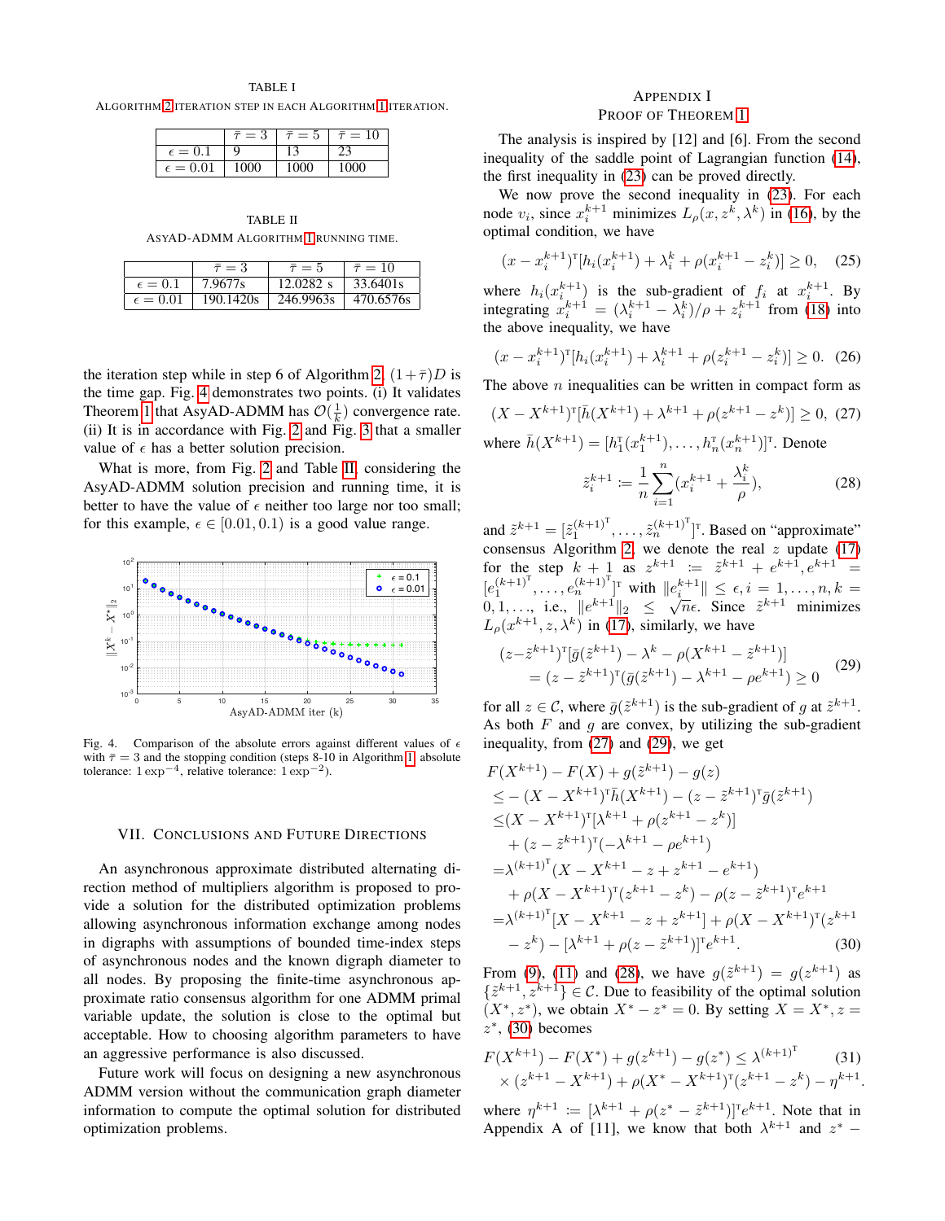TABLE I

ALGORITHM 2 ITERATION STEP IN EACH ALGORITHM 1 ITERATION.

| | $\bar{\tau}=3$ | $\bar{\tau}=5$ | $\bar{\tau}=10$ |
|---|---|---|---|
| $\epsilon=0.1$ | 9 | 13 | 23 |
| $\epsilon=0.01$ | 1000 | 1000 | 1000 |

TABLE II

ASYAD-ADMM ALGORITHM 1 RUNNING TIME.

| | $\bar{\tau}=3$ | $\bar{\tau}=5$ | $\bar{\tau}=10$ |
|---|---|---|---|
| $\epsilon=0.1$ | 7.9677s | 12.0282 s | 33.6401s |
| $\epsilon=0.01$ | 190.1420s | 246.9963s | 470.6576s |

the iteration step while in step 6 of Algorithm 2, $(1+\bar{\tau})D$ is the time gap. Fig. 4 demonstrates two points. (i) It validates Theorem 1 that AsyAD-ADMM has $\mathcal{O}(\frac{1}{k})$ convergence rate. (ii) It is in accordance with Fig. 2 and Fig. 3 that a smaller value of $\epsilon$ has a better solution precision.

What is more, from Fig. 2 and Table II, considering the AsyAD-ADMM solution precision and running time, it is better to have the value of $\epsilon$ neither too large nor too small; for this example, $\epsilon \in [0.01, 0.1)$ is a good value range.

Fig. 4. Comparison of the absolute errors against different values of $\epsilon$ with $\bar{\tau}=3$ and the stopping condition (steps 8-10 in Algorithm 1, absolute tolerance: $1\exp^{-4}$, relative tolerance: $1\exp^{-2}$).

## VII. CONCLUSIONS AND FUTURE DIRECTIONS

An asynchronous approximate distributed alternating direction method of multipliers algorithm is proposed to provide a solution for the distributed optimization problems allowing asynchronous information exchange among nodes in digraphs with assumptions of bounded time-index steps of asynchronous nodes and the known digraph diameter to all nodes. By proposing the finite-time asynchronous approximate ratio consensus algorithm for one ADMM primal variable update, the solution is close to the optimal but acceptable. How to choosing algorithm parameters to have an aggressive performance is also discussed.

Future work will focus on designing a new asynchronous ADMM version without the communication graph diameter information to compute the optimal solution for distributed optimization problems.

## APPENDIX I
## PROOF OF THEOREM 1

The analysis is inspired by [12] and [6]. From the second inequality of the saddle point of Lagrangian function (14), the first inequality in (23) can be proved directly.

We now prove the second inequality in (23). For each node $v_i$, since $x_i^{k+1}$ minimizes $L_\rho(x, z^k, \lambda^k)$ in (16), by the optimal condition, we have

$$(x - x_i^{k+1})^{\mathrm{T}}[h_i(x_i^{k+1}) + \lambda_i^k + \rho(x_i^{k+1} - z_i^k)] \geq 0, \quad (25)$$

where $h_i(x_i^{k+1})$ is the sub-gradient of $f_i$ at $x_i^{k+1}$. By integrating $x_i^{k+1} = (\lambda_i^{k+1} - \lambda_i^k)/\rho + z_i^{k+1}$ from (18) into the above inequality, we have

$$(x - x_i^{k+1})^{\mathrm{T}}[h_i(x_i^{k+1}) + \lambda_i^{k+1} + \rho(z_i^{k+1} - z_i^k)] \geq 0. \quad (26)$$

The above $n$ inequalities can be written in compact form as

$$(X - X^{k+1})^{\mathrm{T}}[\bar{h}(X^{k+1}) + \lambda^{k+1} + \rho(z^{k+1} - z^k)] \geq 0, \quad (27)$$

where $\bar{h}(X^{k+1}) = [h_1^{\mathrm{T}}(x_1^{k+1}), \ldots, h_n^{\mathrm{T}}(x_n^{k+1})]^{\mathrm{T}}$. Denote

$$\tilde{z}_i^{k+1} := \frac{1}{n}\sum_{i=1}^{n}(x_i^{k+1} + \frac{\lambda_i^k}{\rho}), \quad (28)$$

and $\tilde{z}^{k+1} = [\tilde{z}_1^{(k+1)^{\mathrm{T}}}, \ldots, \tilde{z}_n^{(k+1)^{\mathrm{T}}}]^{\mathrm{T}}$. Based on "approximate" consensus Algorithm 2, we denote the real $z$ update (17) for the step $k+1$ as $z^{k+1} := \tilde{z}^{k+1} + e^{k+1}, e^{k+1} = [e_1^{(k+1)^{\mathrm{T}}}, \ldots, e_n^{(k+1)^{\mathrm{T}}}]^{\mathrm{T}}$ with $\|e_i^{k+1}\| \leq \epsilon, i = 1, \ldots, n, k = 0, 1, \ldots$, i.e., $\|e^{k+1}\|_2 \leq \sqrt{n}\epsilon$. Since $\tilde{z}^{k+1}$ minimizes $L_\rho(x^{k+1}, z, \lambda^k)$ in (17), similarly, we have

$$\begin{aligned}
&(z - \tilde{z}^{k+1})^{\mathrm{T}}[\bar{g}(\tilde{z}^{k+1}) - \lambda^k - \rho(X^{k+1} - \tilde{z}^{k+1})] \\
&= (z - \tilde{z}^{k+1})^{\mathrm{T}}(\bar{g}(\tilde{z}^{k+1}) - \lambda^{k+1} - \rho e^{k+1}) \geq 0
\end{aligned} \quad (29)$$

for all $z \in \mathcal{C}$, where $\bar{g}(\tilde{z}^{k+1})$ is the sub-gradient of $g$ at $\tilde{z}^{k+1}$. As both $F$ and $g$ are convex, by utilizing the sub-gradient inequality, from (27) and (29), we get

$$\begin{aligned}
&F(X^{k+1}) - F(X) + g(\tilde{z}^{k+1}) - g(z) \\
&\leq -(X - X^{k+1})^{\mathrm{T}}\bar{h}(X^{k+1}) - (z - \tilde{z}^{k+1})^{\mathrm{T}}\bar{g}(\tilde{z}^{k+1}) \\
&\leq (X - X^{k+1})^{\mathrm{T}}[\lambda^{k+1} + \rho(z^{k+1} - z^k)] \\
&\quad + (z - \tilde{z}^{k+1})^{\mathrm{T}}(-\lambda^{k+1} - \rho e^{k+1}) \\
&= \lambda^{(k+1)^{\mathrm{T}}}(X - X^{k+1} - z + z^{k+1} - e^{k+1}) \\
&\quad + \rho(X - X^{k+1})^{\mathrm{T}}(z^{k+1} - z^k) - \rho(z - \tilde{z}^{k+1})^{\mathrm{T}}e^{k+1} \\
&= \lambda^{(k+1)^{\mathrm{T}}}[X - X^{k+1} - z + z^{k+1}] + \rho(X - X^{k+1})^{\mathrm{T}}(z^{k+1} \\
&\quad - z^k) - [\lambda^{k+1} + \rho(z - \tilde{z}^{k+1})]^{\mathrm{T}}e^{k+1}.
\end{aligned} \quad (30)$$

From (9), (11) and (28), we have $g(\tilde{z}^{k+1}) = g(z^{k+1})$ as $\{\tilde{z}^{k+1}, z^{k+1}\} \in \mathcal{C}$. Due to feasibility of the optimal solution $(X^*, z^*)$, we obtain $X^* - z^* = 0$. By setting $X = X^*, z = z^*$, (30) becomes

$$\begin{aligned}
F(X^{k+1}) - F(X^*) + g(z^{k+1}) - g(z^*) \leq \lambda^{(k+1)^{\mathrm{T}}} \\
\times (z^{k+1} - X^{k+1}) + \rho(X^* - X^{k+1})^{\mathrm{T}}(z^{k+1} - z^k) - \eta^{k+1}.
\end{aligned} \quad (31)$$

where $\eta^{k+1} := [\lambda^{k+1} + \rho(z^* - \tilde{z}^{k+1})]^{\mathrm{T}}e^{k+1}$. Note that in Appendix A of [11], we know that both $\lambda^{k+1}$ and $z^* -$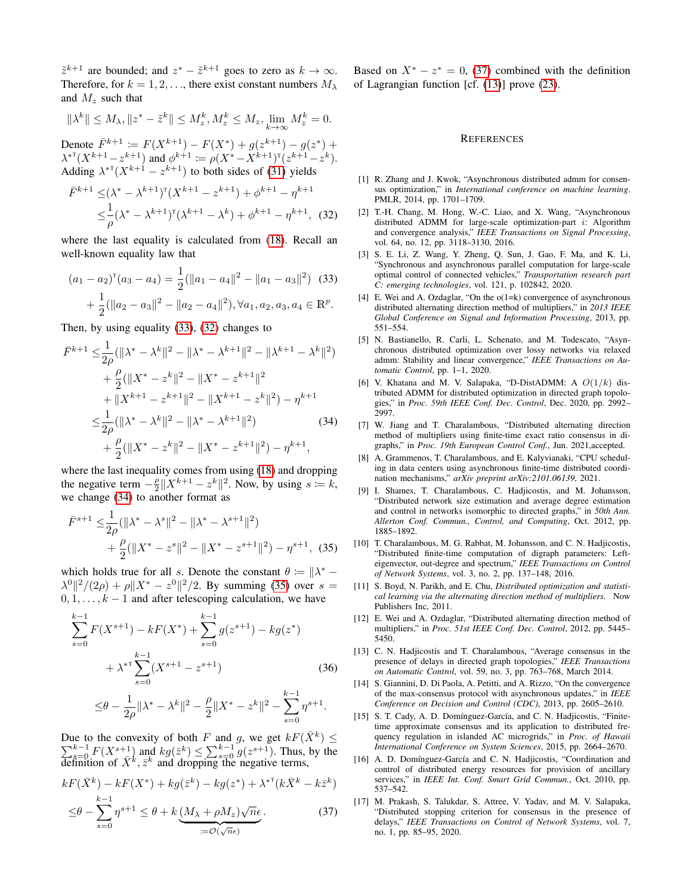$\tilde{z}^{k+1}$ are bounded; and $z^* - \tilde{z}^{k+1}$ goes to zero as $k \to \infty$. Therefore, for $k = 1, 2, \ldots$, there exist constant numbers $M_\lambda$ and $M_z$ such that

$$\|\lambda^k\| \le M_\lambda, \|z^* - \tilde{z}^k\| \le M_z^k, M_z^k \le M_z, \lim_{k\to\infty} M_z^k = 0.$$

Denote $\bar{F}^{k+1} := F(X^{k+1}) - F(X^*) + g(z^{k+1}) - g(z^*) + \lambda^{*\mathrm{T}}(X^{k+1} - z^{k+1})$ and $\phi^{k+1} := \rho(X^* - X^{k+1})^{\mathrm{T}}(z^{k+1} - z^k)$. Adding $\lambda^{*\mathrm{T}}(X^{k+1} - z^{k+1})$ to both sides of (31) yields

$$\begin{aligned}\bar{F}^{k+1} \le& (\lambda^* - \lambda^{k+1})^{\mathrm{T}}(X^{k+1} - z^{k+1}) + \phi^{k+1} - \eta^{k+1} \\ \le& \frac{1}{\rho}(\lambda^* - \lambda^{k+1})^{\mathrm{T}}(\lambda^{k+1} - \lambda^k) + \phi^{k+1} - \eta^{k+1}, \quad (32)\end{aligned}$$

where the last equality is calculated from (18). Recall an well-known equality law that

$$\begin{aligned}(a_1 - a_2)^{\mathrm{T}}(a_3 - a_4) =& \frac{1}{2}(\|a_1 - a_4\|^2 - \|a_1 - a_3\|^2) \quad (33)\\ &+ \frac{1}{2}(\|a_2 - a_3\|^2 - \|a_2 - a_4\|^2), \forall a_1, a_2, a_3, a_4 \in \mathbb{R}^p.\end{aligned}$$

Then, by using equality (33), (32) changes to

$$\begin{aligned}\bar{F}^{k+1} \le& \frac{1}{2\rho}(\|\lambda^* - \lambda^k\|^2 - \|\lambda^* - \lambda^{k+1}\|^2 - \|\lambda^{k+1} - \lambda^k\|^2) \\ &+ \frac{\rho}{2}(\|X^* - z^k\|^2 - \|X^* - z^{k+1}\|^2 \\ &+ \|X^{k+1} - z^{k+1}\|^2 - \|X^{k+1} - z^k\|^2) - \eta^{k+1} \\ \le& \frac{1}{2\rho}(\|\lambda^* - \lambda^k\|^2 - \|\lambda^* - \lambda^{k+1}\|^2) \quad (34)\\ &+ \frac{\rho}{2}(\|X^* - z^k\|^2 - \|X^* - z^{k+1}\|^2) - \eta^{k+1},\end{aligned}$$

where the last inequality comes from using (18) and dropping the negative term $-\frac{\rho}{2}\|X^{k+1} - z^k\|^2$. Now, by using $s := k$, we change (34) to another format as

$$\begin{aligned}\bar{F}^{s+1} \le& \frac{1}{2\rho}(\|\lambda^* - \lambda^s\|^2 - \|\lambda^* - \lambda^{s+1}\|^2) \\ &+ \frac{\rho}{2}(\|X^* - z^s\|^2 - \|X^* - z^{s+1}\|^2) - \eta^{s+1}, \quad (35)\end{aligned}$$

which holds true for all $s$. Denote the constant $\theta := \|\lambda^* - \lambda^0\|^2/(2\rho) + \rho\|X^* - z^0\|^2/2$. By summing (35) over $s = 0, 1, \ldots, k-1$ and after telescoping calculation, we have

$$\begin{aligned}&\sum_{s=0}^{k-1} F(X^{s+1}) - kF(X^*) + \sum_{s=0}^{k-1} g(z^{s+1}) - kg(z^*) \\ &\quad + \lambda^{*\mathrm{T}} \sum_{s=0}^{k-1}(X^{s+1} - z^{s+1}) \quad (36)\\ &\le \theta - \frac{1}{2\rho}\|\lambda^* - \lambda^k\|^2 - \frac{\rho}{2}\|X^* - z^k\|^2 - \sum_{s=0}^{k-1}\eta^{s+1}.\end{aligned}$$

Due to the convexity of both $F$ and $g$, we get $kF(\bar{X}^k) \le \sum_{s=0}^{k-1} F(X^{s+1})$ and $kg(\bar{z}^k) \le \sum_{s=0}^{k-1} g(z^{s+1})$. Thus, by the definition of $\bar{X}^k, \bar{z}^k$ and dropping the negative terms,

$$\begin{aligned}&kF(\bar{X}^k) - kF(X^*) + kg(\bar{z}^k) - kg(z^*) + \lambda^{*\mathrm{T}}(k\bar{X}^k - k\bar{z}^k) \\ &\le \theta - \sum_{s=0}^{k-1}\eta^{s+1} \le \theta + k\underbrace{(M_\lambda + \rho M_z)\sqrt{n}\epsilon}_{:=\mathcal{O}(\sqrt{n}\epsilon)}. \quad (37)\end{aligned}$$

Based on $X^* - z^* = 0$, (37) combined with the definition of Lagrangian function [cf. (13)] prove (23).

## REFERENCES

[1] R. Zhang and J. Kwok, "Asynchronous distributed admm for consensus optimization," in *International conference on machine learning*. PMLR, 2014, pp. 1701–1709.

[2] T.-H. Chang, M. Hong, W.-C. Liao, and X. Wang, "Asynchronous distributed ADMM for large-scale optimization-part *i*: Algorithm and convergence analysis," *IEEE Transactions on Signal Processing*, vol. 64, no. 12, pp. 3118–3130, 2016.

[3] S. E. Li, Z. Wang, Y. Zheng, Q. Sun, J. Gao, F. Ma, and K. Li, "Synchronous and asynchronous parallel computation for large-scale optimal control of connected vehicles," *Transportation research part C: emerging technologies*, vol. 121, p. 102842, 2020.

[4] E. Wei and A. Ozdaglar, "On the o(1=k) convergence of asynchronous distributed alternating direction method of multipliers," in *2013 IEEE Global Conference on Signal and Information Processing*, 2013, pp. 551–554.

[5] N. Bastianello, R. Carli, L. Schenato, and M. Todescato, "Asynchronous distributed optimization over lossy networks via relaxed admm: Stability and linear convergence," *IEEE Transactions on Automatic Control*, pp. 1–1, 2020.

[6] V. Khatana and M. V. Salapaka, "D-DistADMM: A $O(1/k)$ distributed ADMM for distributed optimization in directed graph topologies," in *Proc. 59th IEEE Conf. Dec. Control*, Dec. 2020, pp. 2992–2997.

[7] W. Jiang and T. Charalambous, "Distributed alternating direction method of multipliers using finite-time exact ratio consensus in digraphs," in *Proc. 19th European Control Conf.*, Jun. 2021,accepted.

[8] A. Grammenos, T. Charalambous, and E. Kalyvianaki, "CPU scheduling in data centers using asynchronous finite-time distributed coordination mechanisms," *arXiv preprint arXiv:2101.06139*, 2021.

[9] I. Shames, T. Charalambous, C. Hadjicostis, and M. Johansson, "Distributed network size estimation and average degree estimation and control in networks isomorphic to directed graphs," in *50th Ann. Allerton Conf. Commun., Control, and Computing*, Oct. 2012, pp. 1885–1892.

[10] T. Charalambous, M. G. Rabbat, M. Johansson, and C. N. Hadjicostis, "Distributed finite-time computation of digraph parameters: Left-eigenvector, out-degree and spectrum," *IEEE Transactions on Control of Network Systems*, vol. 3, no. 2, pp. 137–148, 2016.

[11] S. Boyd, N. Parikh, and E. Chu, *Distributed optimization and statistical learning via the alternating direction method of multipliers*. Now Publishers Inc, 2011.

[12] E. Wei and A. Ozdaglar, "Distributed alternating direction method of multipliers," in *Proc. 51st IEEE Conf. Dec. Control*, 2012, pp. 5445–5450.

[13] C. N. Hadjicostis and T. Charalambous, "Average consensus in the presence of delays in directed graph topologies," *IEEE Transactions on Automatic Control*, vol. 59, no. 3, pp. 763–768, March 2014.

[14] S. Giannini, D. Di Paola, A. Petitti, and A. Rizzo, "On the convergence of the max-consensus protocol with asynchronous updates," in *IEEE Conference on Decision and Control (CDC)*, 2013, pp. 2605–2610.

[15] S. T. Cady, A. D. Domínguez-García, and C. N. Hadjicostis, "Finite-time approximate consensus and its application to distributed frequency regulation in islanded AC microgrids," in *Proc. of Hawaii International Conference on System Sciences*, 2015, pp. 2664–2670.

[16] A. D. Domínguez-García and C. N. Hadjicostis, "Coordination and control of distributed energy resources for provision of ancillary services," in *IEEE Int. Conf. Smart Grid Commun.*, Oct. 2010, pp. 537–542.

[17] M. Prakash, S. Talukdar, S. Attree, V. Yadav, and M. V. Salapaka, "Distributed stopping criterion for consensus in the presence of delays," *IEEE Transactions on Control of Network Systems*, vol. 7, no. 1, pp. 85–95, 2020.